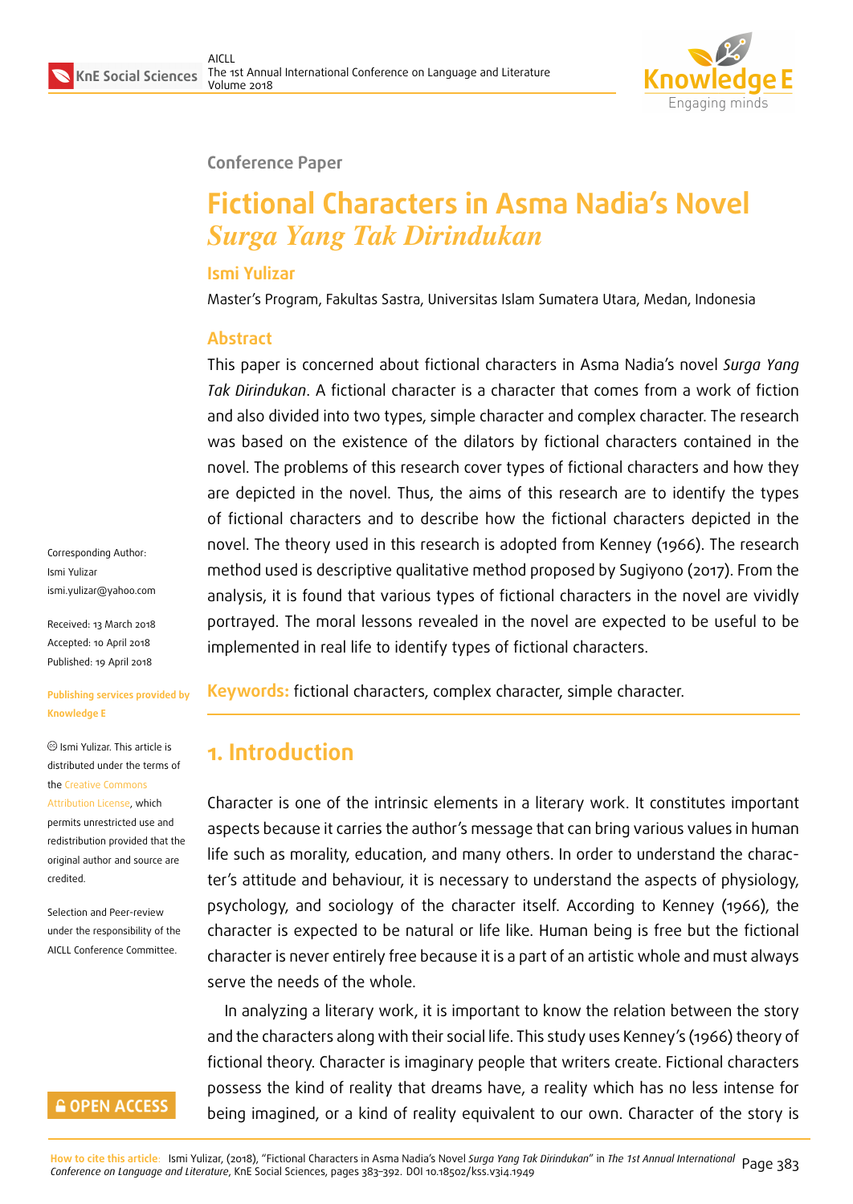Conference Paper

# Fictional Characters in Asma Nadia's Novel *Surga Yang Tak Dirindukan*

**Ismi Yulizar**

Master's Program, Fakultas Sastra, Universitas Islam Sumatera Utara, Medan, Indonesia

## Abstract

This paper is concerned about fictional characters in Asma Nadia's novel *Surga Yang Tak Dirindukan*. A fictional character is a character that comes from a work of fiction and also divided into two types, simple character and complex character. The research was based on the existence of the dilators by fictional characters contained in the novel. The problems of this research cover types of fictional characters and how they are depicted in the novel. Thus, the aims of this research are to identify the types of fictional characters and to describe how the fictional characters depicted in the novel. The theory used in this research is adopted from Kenney (1966). The research method used is descriptive qualitative method proposed by Sugiyono (2017). From the analysis, it is found that various types of fictional characters in the novel are vividly portrayed. The moral lessons revealed in the novel are expected to be useful to be implemented in real life to identify types of fictional characters.

**Keywords:** fictional characters, complex character, simple character.

Corresponding Author: Ismi Yulizar ismi.yulizar@yahoo.com

Received: 13 March 2018
Accepted: 10 April 2018
Published: 19 April 2018

**Publishing services provided by Knowledge E**

© Ismi Yulizar. This article is distributed under the terms of the Creative Commons Attribution License, which permits unrestricted use and redistribution provided that the original author and source are credited.

Selection and Peer-review under the responsibility of the AICLL Conference Committee.

## 1. Introduction

Character is one of the intrinsic elements in a literary work. It constitutes important aspects because it carries the author's message that can bring various values in human life such as morality, education, and many others. In order to understand the character's attitude and behaviour, it is necessary to understand the aspects of physiology, psychology, and sociology of the character itself. According to Kenney (1966), the character is expected to be natural or life like. Human being is free but the fictional character is never entirely free because it is a part of an artistic whole and must always serve the needs of the whole.

In analyzing a literary work, it is important to know the relation between the story and the characters along with their social life. This study uses Kenney's (1966) theory of fictional theory. Character is imaginary people that writers create. Fictional characters possess the kind of reality that dreams have, a reality which has no less intense for being imagined, or a kind of reality equivalent to our own. Character of the story is

How to cite this article: Ismi Yulizar, (2018), "Fictional Characters in Asma Nadia's Novel *Surga Yang Tak Dirindukan*" in *The 1st Annual International Conference on Language and Literature*, KnE Social Sciences, pages 383–392. DOI 10.18502/kss.v3i4.1949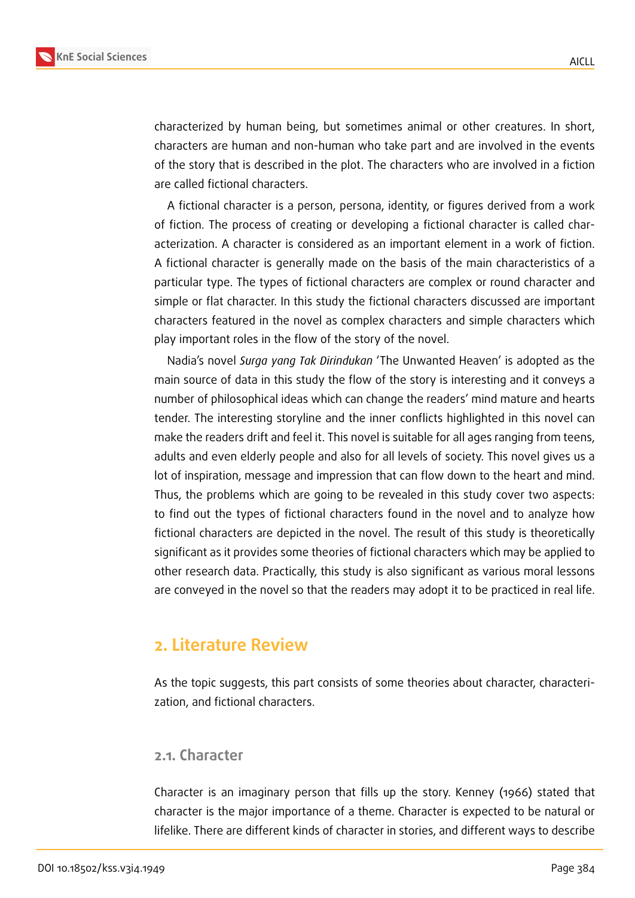characterized by human being, but sometimes animal or other creatures. In short, characters are human and non-human who take part and are involved in the events of the story that is described in the plot. The characters who are involved in a fiction are called fictional characters.

A fictional character is a person, persona, identity, or figures derived from a work of fiction. The process of creating or developing a fictional character is called characterization. A character is considered as an important element in a work of fiction. A fictional character is generally made on the basis of the main characteristics of a particular type. The types of fictional characters are complex or round character and simple or flat character. In this study the fictional characters discussed are important characters featured in the novel as complex characters and simple characters which play important roles in the flow of the story of the novel.

Nadia's novel *Surga yang Tak Dirindukan* 'The Unwanted Heaven' is adopted as the main source of data in this study the flow of the story is interesting and it conveys a number of philosophical ideas which can change the readers' mind mature and hearts tender. The interesting storyline and the inner conflicts highlighted in this novel can make the readers drift and feel it. This novel is suitable for all ages ranging from teens, adults and even elderly people and also for all levels of society. This novel gives us a lot of inspiration, message and impression that can flow down to the heart and mind. Thus, the problems which are going to be revealed in this study cover two aspects: to find out the types of fictional characters found in the novel and to analyze how fictional characters are depicted in the novel. The result of this study is theoretically significant as it provides some theories of fictional characters which may be applied to other research data. Practically, this study is also significant as various moral lessons are conveyed in the novel so that the readers may adopt it to be practiced in real life.

## 2. Literature Review

As the topic suggests, this part consists of some theories about character, characterization, and fictional characters.

### 2.1. Character

Character is an imaginary person that fills up the story. Kenney (1966) stated that character is the major importance of a theme. Character is expected to be natural or lifelike. There are different kinds of character in stories, and different ways to describe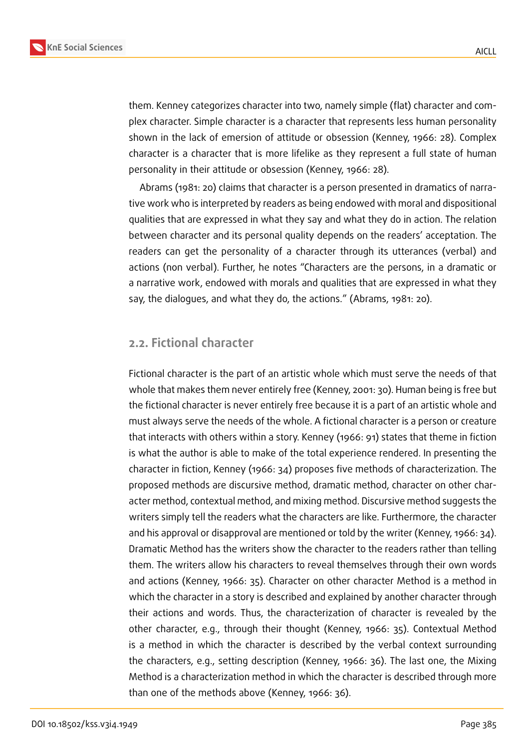them. Kenney categorizes character into two, namely simple (flat) character and complex character. Simple character is a character that represents less human personality shown in the lack of emersion of attitude or obsession (Kenney, 1966: 28). Complex character is a character that is more lifelike as they represent a full state of human personality in their attitude or obsession (Kenney, 1966: 28).

Abrams (1981: 20) claims that character is a person presented in dramatics of narrative work who is interpreted by readers as being endowed with moral and dispositional qualities that are expressed in what they say and what they do in action. The relation between character and its personal quality depends on the readers' acceptation. The readers can get the personality of a character through its utterances (verbal) and actions (non verbal). Further, he notes "Characters are the persons, in a dramatic or a narrative work, endowed with morals and qualities that are expressed in what they say, the dialogues, and what they do, the actions." (Abrams, 1981: 20).

### 2.2. Fictional character

Fictional character is the part of an artistic whole which must serve the needs of that whole that makes them never entirely free (Kenney, 2001: 30). Human being is free but the fictional character is never entirely free because it is a part of an artistic whole and must always serve the needs of the whole. A fictional character is a person or creature that interacts with others within a story. Kenney (1966: 91) states that theme in fiction is what the author is able to make of the total experience rendered. In presenting the character in fiction, Kenney (1966: 34) proposes five methods of characterization. The proposed methods are discursive method, dramatic method, character on other character method, contextual method, and mixing method. Discursive method suggests the writers simply tell the readers what the characters are like. Furthermore, the character and his approval or disapproval are mentioned or told by the writer (Kenney, 1966: 34). Dramatic Method has the writers show the character to the readers rather than telling them. The writers allow his characters to reveal themselves through their own words and actions (Kenney, 1966: 35). Character on other character Method is a method in which the character in a story is described and explained by another character through their actions and words. Thus, the characterization of character is revealed by the other character, e.g., through their thought (Kenney, 1966: 35). Contextual Method is a method in which the character is described by the verbal context surrounding the characters, e.g., setting description (Kenney, 1966: 36). The last one, the Mixing Method is a characterization method in which the character is described through more than one of the methods above (Kenney, 1966: 36).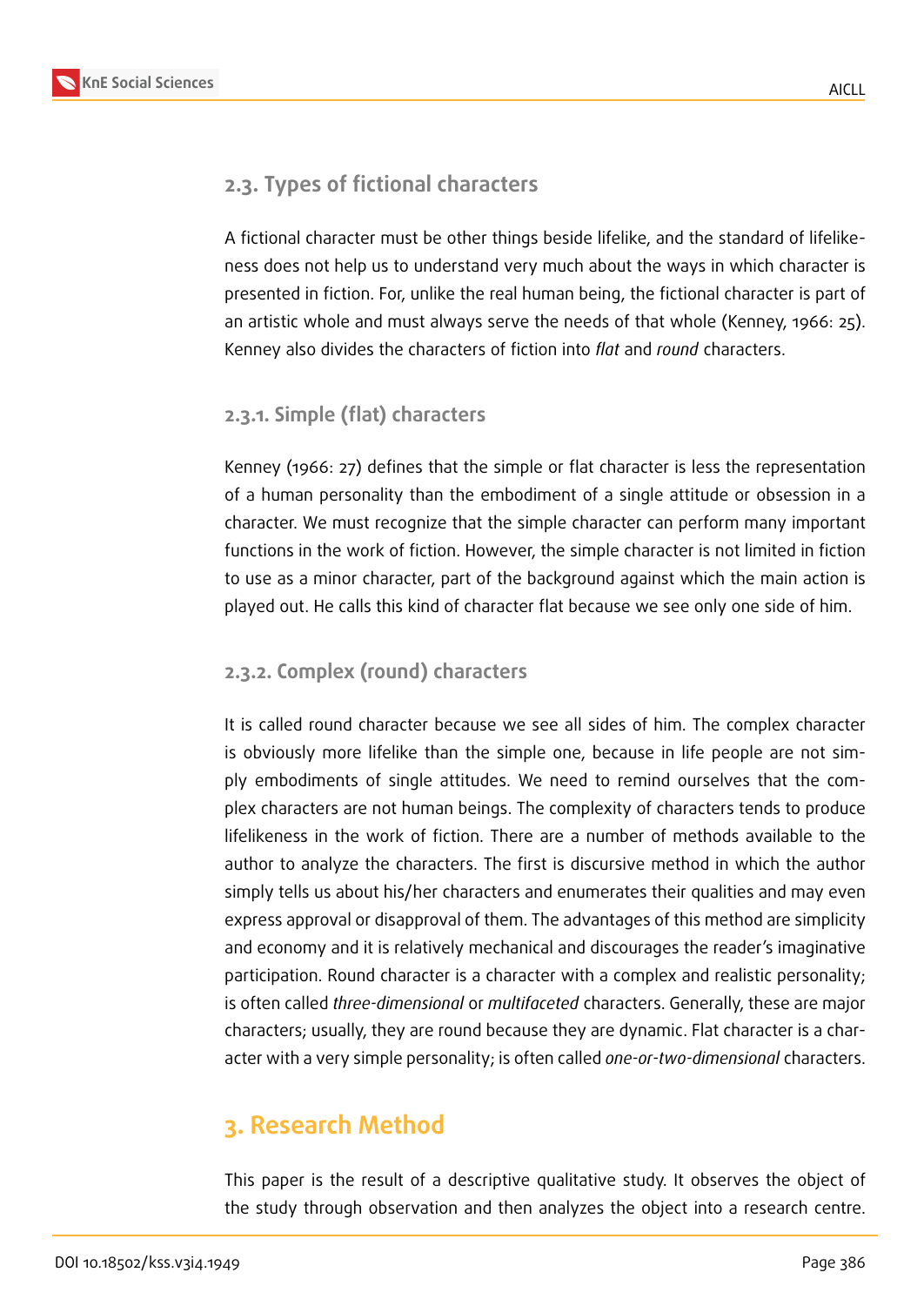### 2.3. Types of fictional characters

A fictional character must be other things beside lifelike, and the standard of lifelikeness does not help us to understand very much about the ways in which character is presented in fiction. For, unlike the real human being, the fictional character is part of an artistic whole and must always serve the needs of that whole (Kenney, 1966: 25). Kenney also divides the characters of fiction into *flat* and *round* characters.

#### 2.3.1. Simple (flat) characters

Kenney (1966: 27) defines that the simple or flat character is less the representation of a human personality than the embodiment of a single attitude or obsession in a character. We must recognize that the simple character can perform many important functions in the work of fiction. However, the simple character is not limited in fiction to use as a minor character, part of the background against which the main action is played out. He calls this kind of character flat because we see only one side of him.

#### 2.3.2. Complex (round) characters

It is called round character because we see all sides of him. The complex character is obviously more lifelike than the simple one, because in life people are not simply embodiments of single attitudes. We need to remind ourselves that the complex characters are not human beings. The complexity of characters tends to produce lifelikeness in the work of fiction. There are a number of methods available to the author to analyze the characters. The first is discursive method in which the author simply tells us about his/her characters and enumerates their qualities and may even express approval or disapproval of them. The advantages of this method are simplicity and economy and it is relatively mechanical and discourages the reader's imaginative participation. Round character is a character with a complex and realistic personality; is often called *three-dimensional* or *multifaceted* characters. Generally, these are major characters; usually, they are round because they are dynamic. Flat character is a character with a very simple personality; is often called *one-or-two-dimensional* characters.

## 3. Research Method

This paper is the result of a descriptive qualitative study. It observes the object of the study through observation and then analyzes the object into a research centre.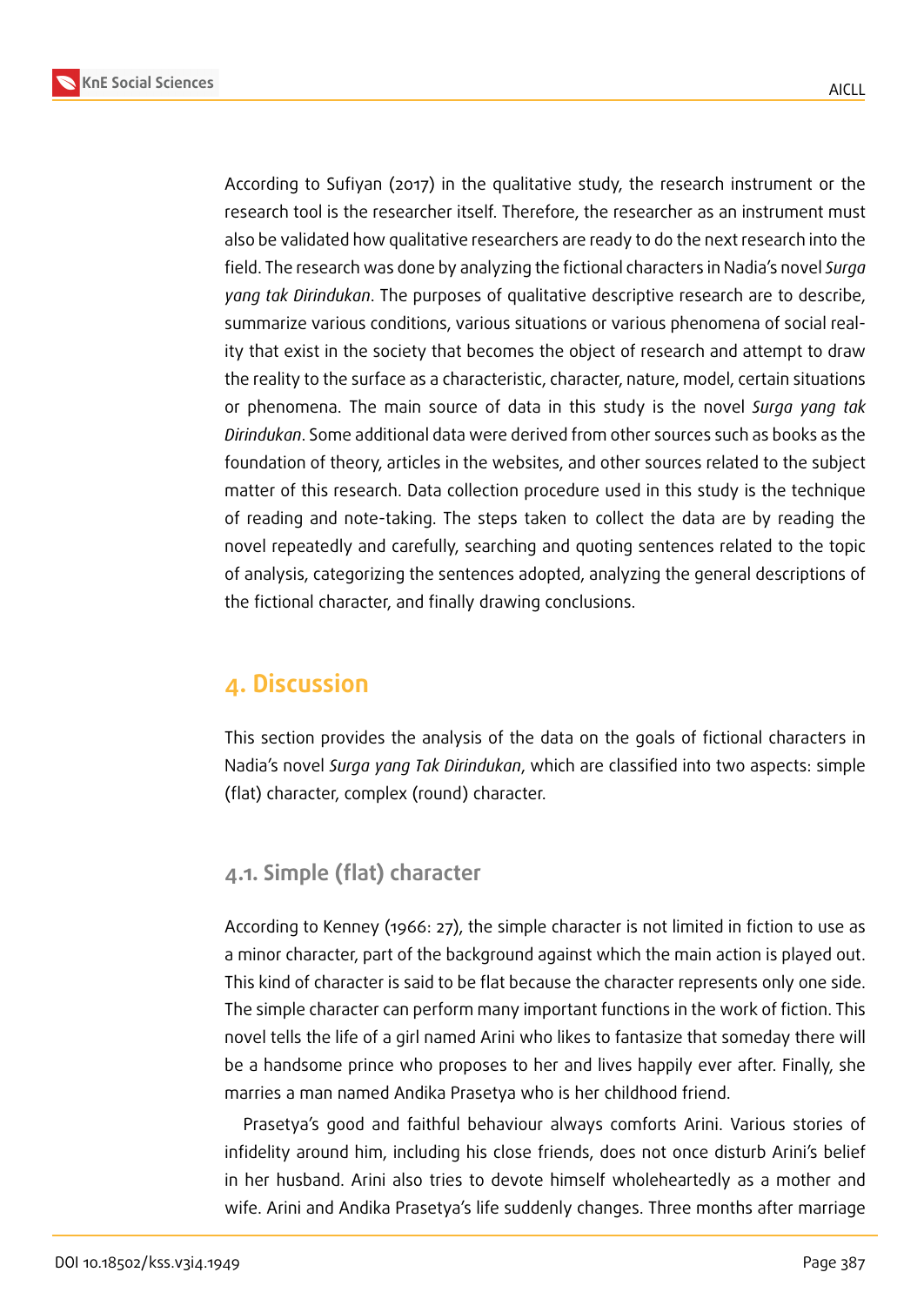According to Sufiyan (2017) in the qualitative study, the research instrument or the research tool is the researcher itself. Therefore, the researcher as an instrument must also be validated how qualitative researchers are ready to do the next research into the field. The research was done by analyzing the fictional characters in Nadia's novel *Surga yang tak Dirindukan*. The purposes of qualitative descriptive research are to describe, summarize various conditions, various situations or various phenomena of social reality that exist in the society that becomes the object of research and attempt to draw the reality to the surface as a characteristic, character, nature, model, certain situations or phenomena. The main source of data in this study is the novel *Surga yang tak Dirindukan*. Some additional data were derived from other sources such as books as the foundation of theory, articles in the websites, and other sources related to the subject matter of this research. Data collection procedure used in this study is the technique of reading and note-taking. The steps taken to collect the data are by reading the novel repeatedly and carefully, searching and quoting sentences related to the topic of analysis, categorizing the sentences adopted, analyzing the general descriptions of the fictional character, and finally drawing conclusions.

## 4. Discussion

This section provides the analysis of the data on the goals of fictional characters in Nadia's novel *Surga yang Tak Dirindukan*, which are classified into two aspects: simple (flat) character, complex (round) character.

### 4.1. Simple (flat) character

According to Kenney (1966: 27), the simple character is not limited in fiction to use as a minor character, part of the background against which the main action is played out. This kind of character is said to be flat because the character represents only one side. The simple character can perform many important functions in the work of fiction. This novel tells the life of a girl named Arini who likes to fantasize that someday there will be a handsome prince who proposes to her and lives happily ever after. Finally, she marries a man named Andika Prasetya who is her childhood friend.

Prasetya's good and faithful behaviour always comforts Arini. Various stories of infidelity around him, including his close friends, does not once disturb Arini's belief in her husband. Arini also tries to devote himself wholeheartedly as a mother and wife. Arini and Andika Prasetya's life suddenly changes. Three months after marriage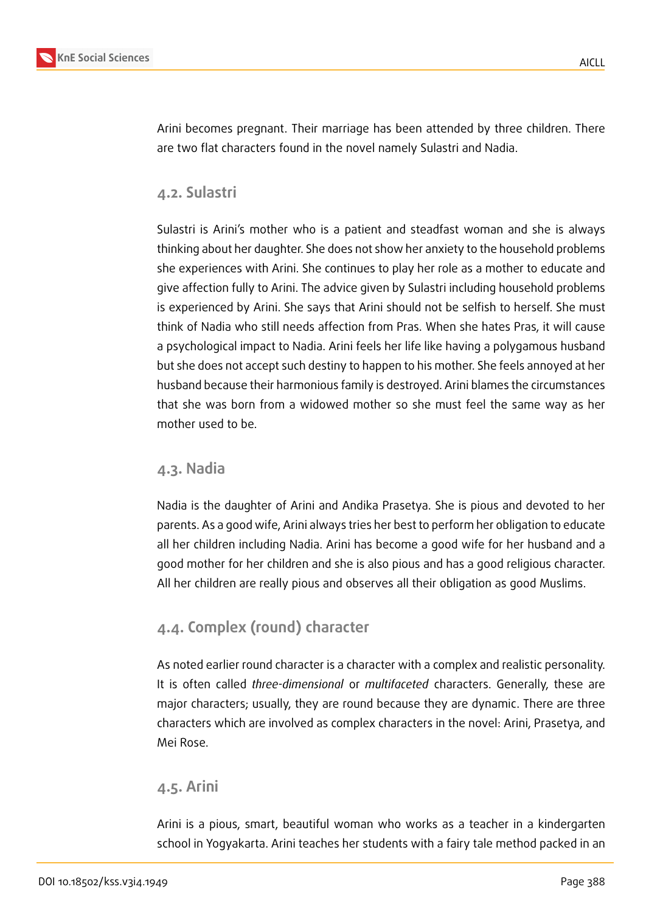Arini becomes pregnant. Their marriage has been attended by three children. There are two flat characters found in the novel namely Sulastri and Nadia.

## 4.2. Sulastri

Sulastri is Arini's mother who is a patient and steadfast woman and she is always thinking about her daughter. She does not show her anxiety to the household problems she experiences with Arini. She continues to play her role as a mother to educate and give affection fully to Arini. The advice given by Sulastri including household problems is experienced by Arini. She says that Arini should not be selfish to herself. She must think of Nadia who still needs affection from Pras. When she hates Pras, it will cause a psychological impact to Nadia. Arini feels her life like having a polygamous husband but she does not accept such destiny to happen to his mother. She feels annoyed at her husband because their harmonious family is destroyed. Arini blames the circumstances that she was born from a widowed mother so she must feel the same way as her mother used to be.

## 4.3. Nadia

Nadia is the daughter of Arini and Andika Prasetya. She is pious and devoted to her parents. As a good wife, Arini always tries her best to perform her obligation to educate all her children including Nadia. Arini has become a good wife for her husband and a good mother for her children and she is also pious and has a good religious character. All her children are really pious and observes all their obligation as good Muslims.

## 4.4. Complex (round) character

As noted earlier round character is a character with a complex and realistic personality. It is often called *three-dimensional* or *multifaceted* characters. Generally, these are major characters; usually, they are round because they are dynamic. There are three characters which are involved as complex characters in the novel: Arini, Prasetya, and Mei Rose.

## 4.5. Arini

Arini is a pious, smart, beautiful woman who works as a teacher in a kindergarten school in Yogyakarta. Arini teaches her students with a fairy tale method packed in an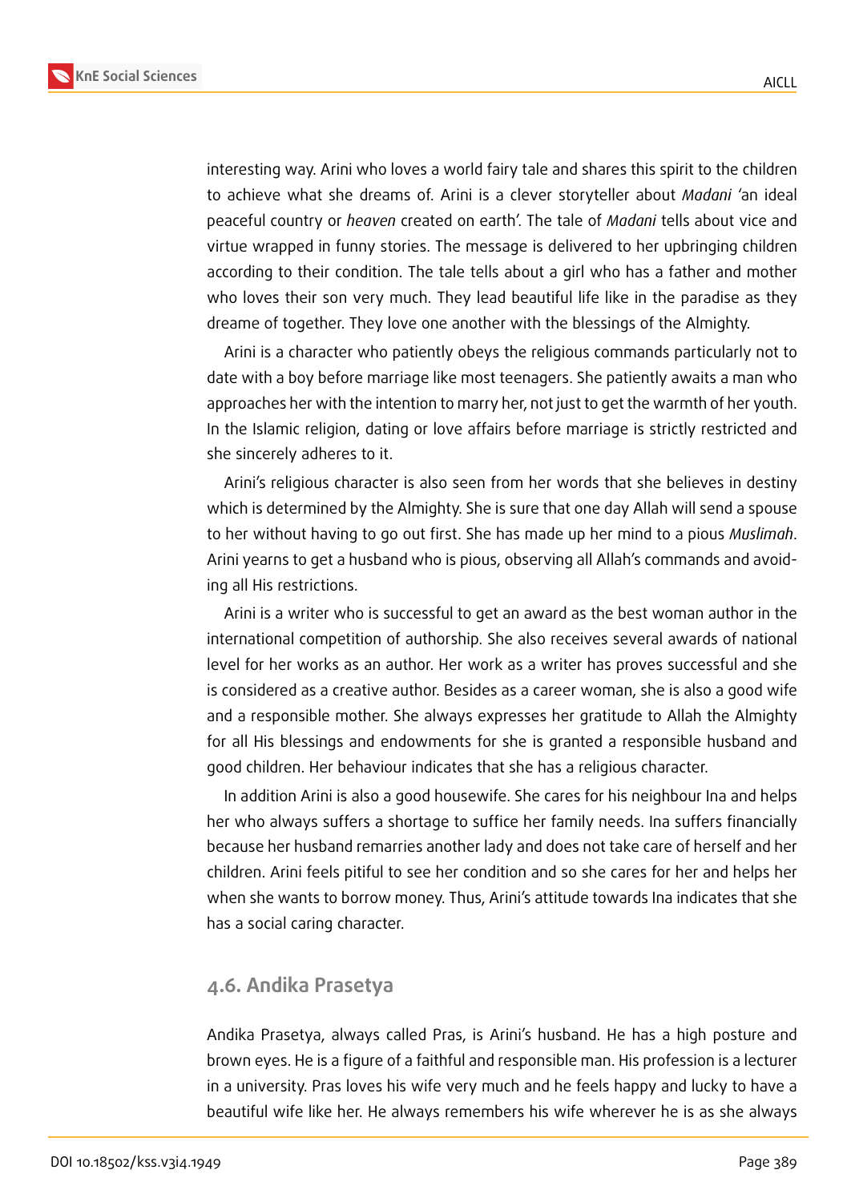interesting way. Arini who loves a world fairy tale and shares this spirit to the children to achieve what she dreams of. Arini is a clever storyteller about *Madani* 'an ideal peaceful country or *heaven* created on earth'. The tale of *Madani* tells about vice and virtue wrapped in funny stories. The message is delivered to her upbringing children according to their condition. The tale tells about a girl who has a father and mother who loves their son very much. They lead beautiful life like in the paradise as they dreame of together. They love one another with the blessings of the Almighty.

Arini is a character who patiently obeys the religious commands particularly not to date with a boy before marriage like most teenagers. She patiently awaits a man who approaches her with the intention to marry her, not just to get the warmth of her youth. In the Islamic religion, dating or love affairs before marriage is strictly restricted and she sincerely adheres to it.

Arini's religious character is also seen from her words that she believes in destiny which is determined by the Almighty. She is sure that one day Allah will send a spouse to her without having to go out first. She has made up her mind to a pious *Muslimah*. Arini yearns to get a husband who is pious, observing all Allah's commands and avoiding all His restrictions.

Arini is a writer who is successful to get an award as the best woman author in the international competition of authorship. She also receives several awards of national level for her works as an author. Her work as a writer has proves successful and she is considered as a creative author. Besides as a career woman, she is also a good wife and a responsible mother. She always expresses her gratitude to Allah the Almighty for all His blessings and endowments for she is granted a responsible husband and good children. Her behaviour indicates that she has a religious character.

In addition Arini is also a good housewife. She cares for his neighbour Ina and helps her who always suffers a shortage to suffice her family needs. Ina suffers financially because her husband remarries another lady and does not take care of herself and her children. Arini feels pitiful to see her condition and so she cares for her and helps her when she wants to borrow money. Thus, Arini's attitude towards Ina indicates that she has a social caring character.

### 4.6. Andika Prasetya

Andika Prasetya, always called Pras, is Arini's husband. He has a high posture and brown eyes. He is a figure of a faithful and responsible man. His profession is a lecturer in a university. Pras loves his wife very much and he feels happy and lucky to have a beautiful wife like her. He always remembers his wife wherever he is as she always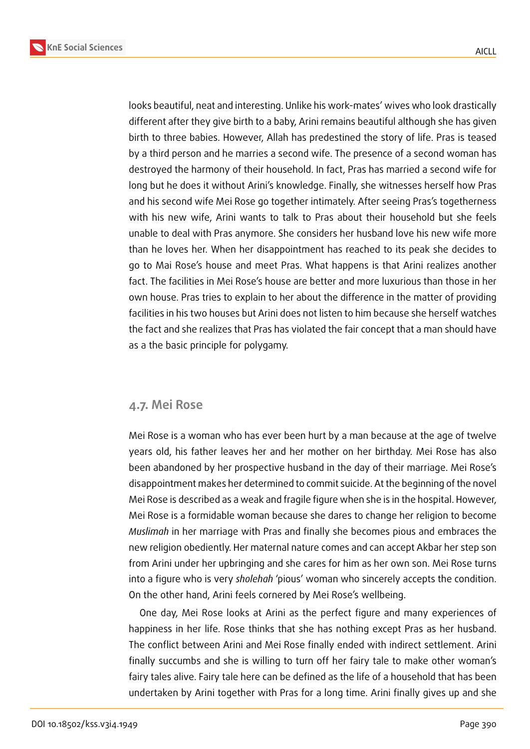looks beautiful, neat and interesting. Unlike his work-mates' wives who look drastically different after they give birth to a baby, Arini remains beautiful although she has given birth to three babies. However, Allah has predestined the story of life. Pras is teased by a third person and he marries a second wife. The presence of a second woman has destroyed the harmony of their household. In fact, Pras has married a second wife for long but he does it without Arini's knowledge. Finally, she witnesses herself how Pras and his second wife Mei Rose go together intimately. After seeing Pras's togetherness with his new wife, Arini wants to talk to Pras about their household but she feels unable to deal with Pras anymore. She considers her husband love his new wife more than he loves her. When her disappointment has reached to its peak she decides to go to Mai Rose's house and meet Pras. What happens is that Arini realizes another fact. The facilities in Mei Rose's house are better and more luxurious than those in her own house. Pras tries to explain to her about the difference in the matter of providing facilities in his two houses but Arini does not listen to him because she herself watches the fact and she realizes that Pras has violated the fair concept that a man should have as a the basic principle for polygamy.

## 4.7. Mei Rose

Mei Rose is a woman who has ever been hurt by a man because at the age of twelve years old, his father leaves her and her mother on her birthday. Mei Rose has also been abandoned by her prospective husband in the day of their marriage. Mei Rose's disappointment makes her determined to commit suicide. At the beginning of the novel Mei Rose is described as a weak and fragile figure when she is in the hospital. However, Mei Rose is a formidable woman because she dares to change her religion to become *Muslimah* in her marriage with Pras and finally she becomes pious and embraces the new religion obediently. Her maternal nature comes and can accept Akbar her step son from Arini under her upbringing and she cares for him as her own son. Mei Rose turns into a figure who is very *sholehah* 'pious' woman who sincerely accepts the condition. On the other hand, Arini feels cornered by Mei Rose's wellbeing.

One day, Mei Rose looks at Arini as the perfect figure and many experiences of happiness in her life. Rose thinks that she has nothing except Pras as her husband. The conflict between Arini and Mei Rose finally ended with indirect settlement. Arini finally succumbs and she is willing to turn off her fairy tale to make other woman's fairy tales alive. Fairy tale here can be defined as the life of a household that has been undertaken by Arini together with Pras for a long time. Arini finally gives up and she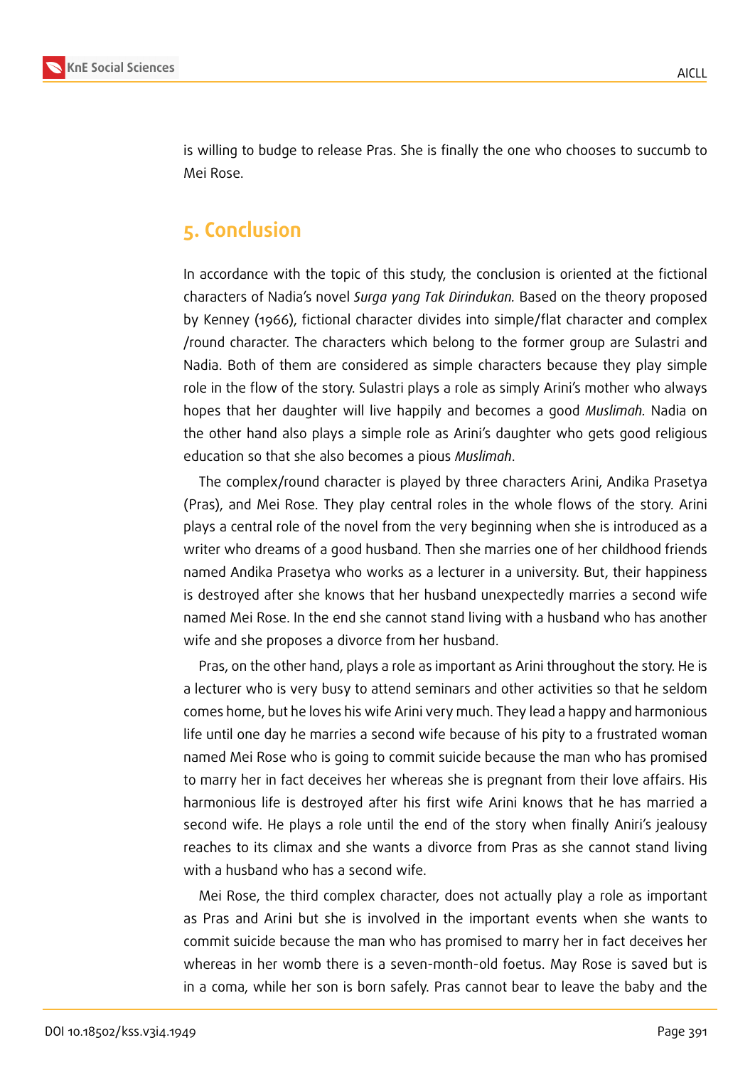is willing to budge to release Pras. She is finally the one who chooses to succumb to Mei Rose.

## 5. Conclusion

In accordance with the topic of this study, the conclusion is oriented at the fictional characters of Nadia's novel *Surga yang Tak Dirindukan.* Based on the theory proposed by Kenney (1966), fictional character divides into simple/flat character and complex /round character. The characters which belong to the former group are Sulastri and Nadia. Both of them are considered as simple characters because they play simple role in the flow of the story. Sulastri plays a role as simply Arini's mother who always hopes that her daughter will live happily and becomes a good *Muslimah.* Nadia on the other hand also plays a simple role as Arini's daughter who gets good religious education so that she also becomes a pious *Muslimah*.

The complex/round character is played by three characters Arini, Andika Prasetya (Pras), and Mei Rose. They play central roles in the whole flows of the story. Arini plays a central role of the novel from the very beginning when she is introduced as a writer who dreams of a good husband. Then she marries one of her childhood friends named Andika Prasetya who works as a lecturer in a university. But, their happiness is destroyed after she knows that her husband unexpectedly marries a second wife named Mei Rose. In the end she cannot stand living with a husband who has another wife and she proposes a divorce from her husband.

Pras, on the other hand, plays a role as important as Arini throughout the story. He is a lecturer who is very busy to attend seminars and other activities so that he seldom comes home, but he loves his wife Arini very much. They lead a happy and harmonious life until one day he marries a second wife because of his pity to a frustrated woman named Mei Rose who is going to commit suicide because the man who has promised to marry her in fact deceives her whereas she is pregnant from their love affairs. His harmonious life is destroyed after his first wife Arini knows that he has married a second wife. He plays a role until the end of the story when finally Aniri's jealousy reaches to its climax and she wants a divorce from Pras as she cannot stand living with a husband who has a second wife.

Mei Rose, the third complex character, does not actually play a role as important as Pras and Arini but she is involved in the important events when she wants to commit suicide because the man who has promised to marry her in fact deceives her whereas in her womb there is a seven-month-old foetus. May Rose is saved but is in a coma, while her son is born safely. Pras cannot bear to leave the baby and the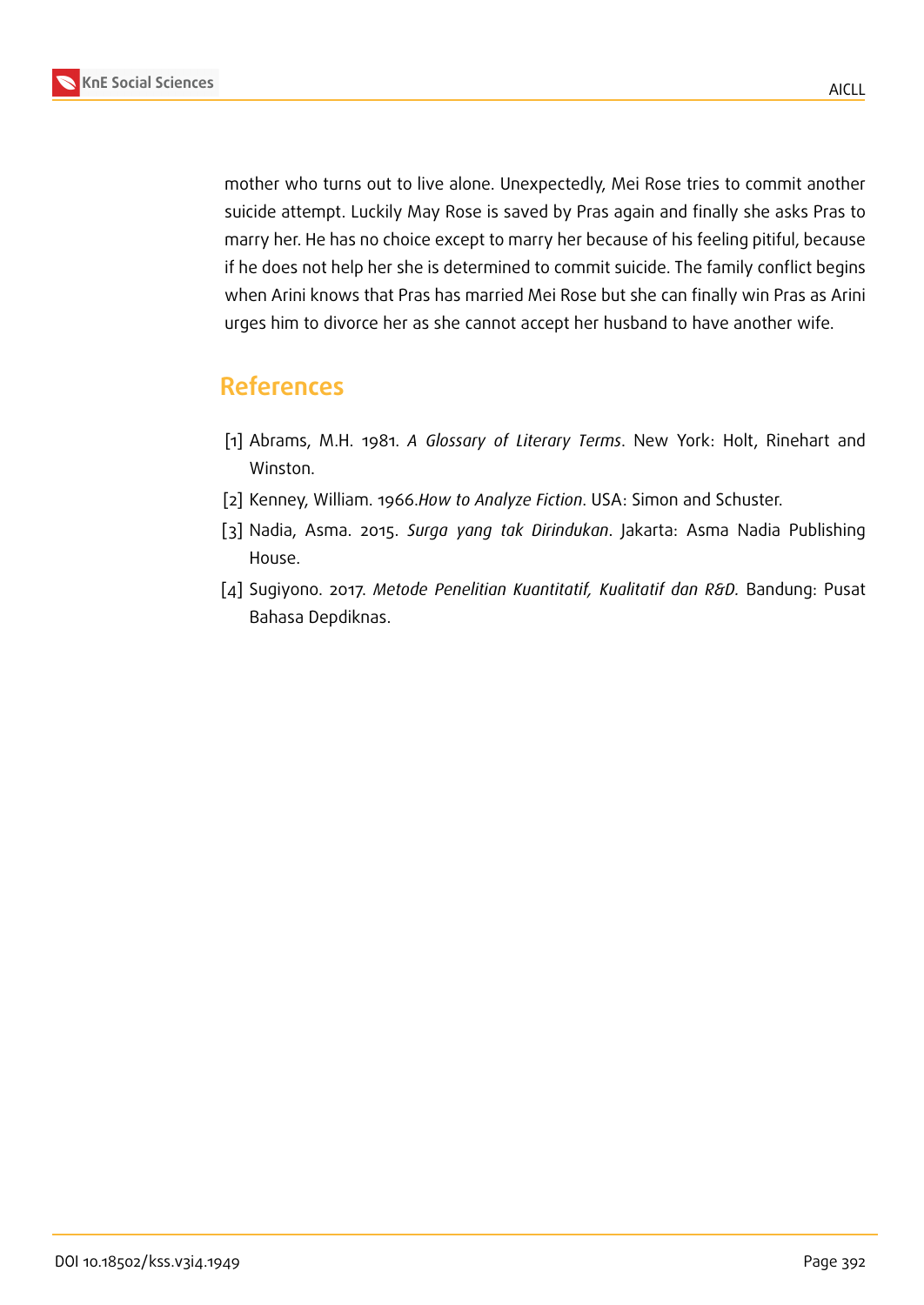mother who turns out to live alone. Unexpectedly, Mei Rose tries to commit another suicide attempt. Luckily May Rose is saved by Pras again and finally she asks Pras to marry her. He has no choice except to marry her because of his feeling pitiful, because if he does not help her she is determined to commit suicide. The family conflict begins when Arini knows that Pras has married Mei Rose but she can finally win Pras as Arini urges him to divorce her as she cannot accept her husband to have another wife.

## References

[1] Abrams, M.H. 1981. *A Glossary of Literary Terms*. New York: Holt, Rinehart and Winston.

[2] Kenney, William. 1966.*How to Analyze Fiction*. USA: Simon and Schuster.

[3] Nadia, Asma. 2015. *Surga yang tak Dirindukan*. Jakarta: Asma Nadia Publishing House.

[4] Sugiyono. 2017. *Metode Penelitian Kuantitatif, Kualitatif dan R&D.* Bandung: Pusat Bahasa Depdiknas.